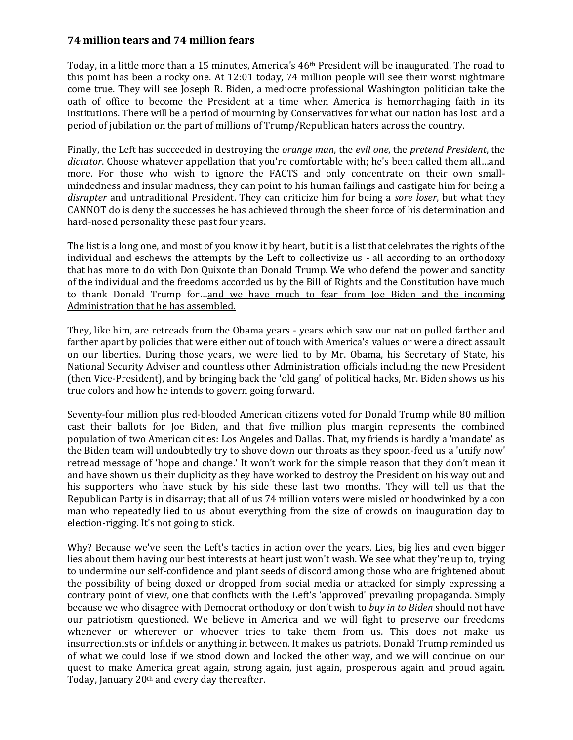### 74 million tears and 74 million fears

Today, in a little more than a 15 minutes, America's 46th President will be inaugurated. The road to this point has been a rocky one. At 12:01 today, 74 million people will see their worst nightmare come true. They will see Joseph R. Biden, a mediocre professional Washington politician take the oath of office to become the President at a time when America is hemorrhaging faith in its institutions. There will be a period of mourning by Conservatives for what our nation has lost and a period of jubilation on the part of millions of Trump/Republican haters across the country.

Finally, the Left has succeeded in destroying the *orange man*, the *evil one*, the *pretend President*, the *dictator*. Choose whatever appellation that you're comfortable with; he's been called them all…and more. For those who wish to ignore the FACTS and only concentrate on their own small-mindedness and insular madness, they can point to his human failings and castigate him for being a *disrupter* and untraditional President. They can criticize him for being a *sore loser*, but what they CANNOT do is deny the successes he has achieved through the sheer force of his determination and hard-nosed personality these past four years.

The list is a long one, and most of you know it by heart, but it is a list that celebrates the rights of the individual and eschews the attempts by the Left to collectivize us - all according to an orthodoxy that has more to do with Don Quixote than Donald Trump. We who defend the power and sanctity of the individual and the freedoms accorded us by the Bill of Rights and the Constitution have much to thank Donald Trump for…<u>and we have much to fear from Joe Biden and the incoming Administration that he has assembled.</u>

They, like him, are retreads from the Obama years - years which saw our nation pulled farther and farther apart by policies that were either out of touch with America's values or were a direct assault on our liberties. During those years, we were lied to by Mr. Obama, his Secretary of State, his National Security Adviser and countless other Administration officials including the new President (then Vice-President), and by bringing back the 'old gang' of political hacks, Mr. Biden shows us his true colors and how he intends to govern going forward.

Seventy-four million plus red-blooded American citizens voted for Donald Trump while 80 million cast their ballots for Joe Biden, and that five million plus margin represents the combined population of two American cities: Los Angeles and Dallas. That, my friends is hardly a 'mandate' as the Biden team will undoubtedly try to shove down our throats as they spoon-feed us a 'unify now' retread message of 'hope and change.' It won't work for the simple reason that they don't mean it and have shown us their duplicity as they have worked to destroy the President on his way out and his supporters who have stuck by his side these last two months. They will tell us that the Republican Party is in disarray; that all of us 74 million voters were misled or hoodwinked by a con man who repeatedly lied to us about everything from the size of crowds on inauguration day to election-rigging. It's not going to stick.

Why? Because we've seen the Left's tactics in action over the years. Lies, big lies and even bigger lies about them having our best interests at heart just won't wash. We see what they're up to, trying to undermine our self-confidence and plant seeds of discord among those who are frightened about the possibility of being doxed or dropped from social media or attacked for simply expressing a contrary point of view, one that conflicts with the Left's 'approved' prevailing propaganda. Simply because we who disagree with Democrat orthodoxy or don't wish to *buy in to Biden* should not have our patriotism questioned. We believe in America and we will fight to preserve our freedoms whenever or wherever or whoever tries to take them from us. This does not make us insurrectionists or infidels or anything in between. It makes us patriots. Donald Trump reminded us of what we could lose if we stood down and looked the other way, and we will continue on our quest to make America great again, strong again, just again, prosperous again and proud again. Today, January 20th and every day thereafter.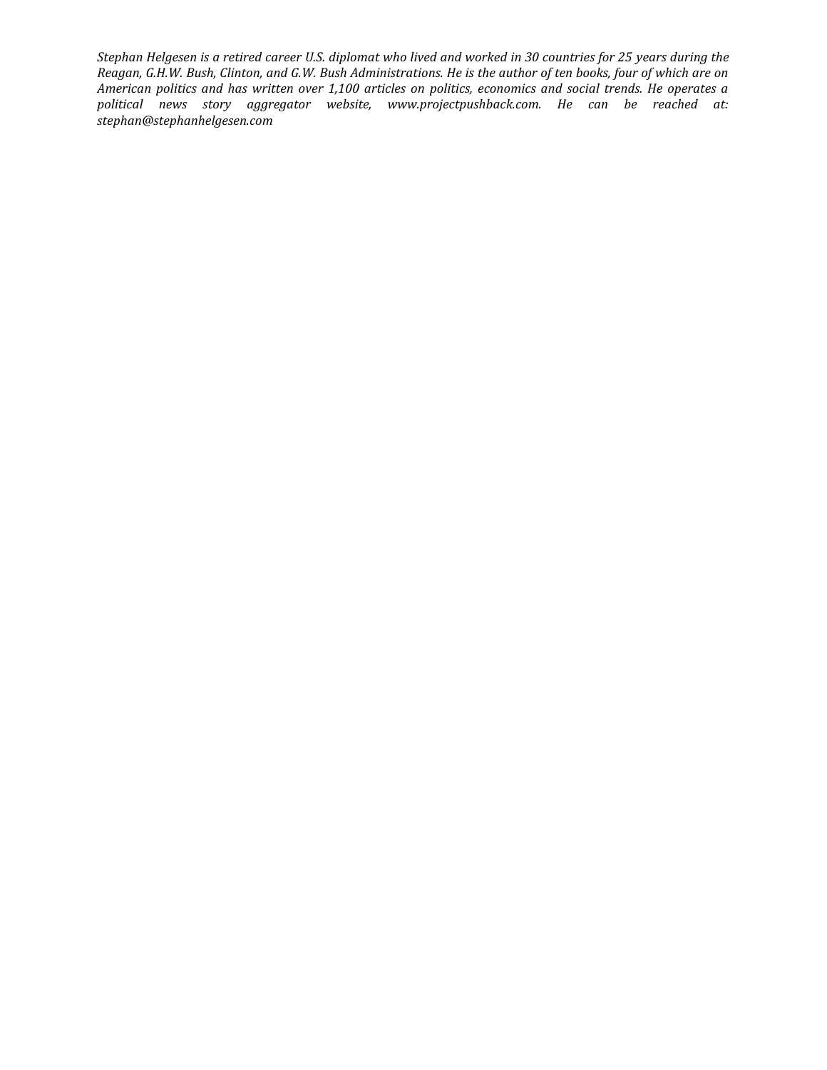*Stephan Helgesen is a retired career U.S. diplomat who lived and worked in 30 countries for 25 years during the Reagan, G.H.W. Bush, Clinton, and G.W. Bush Administrations. He is the author of ten books, four of which are on American politics and has written over 1,100 articles on politics, economics and social trends. He operates a political news story aggregator website, www.projectpushback.com. He can be reached at: stephan@stephanhelgesen.com*